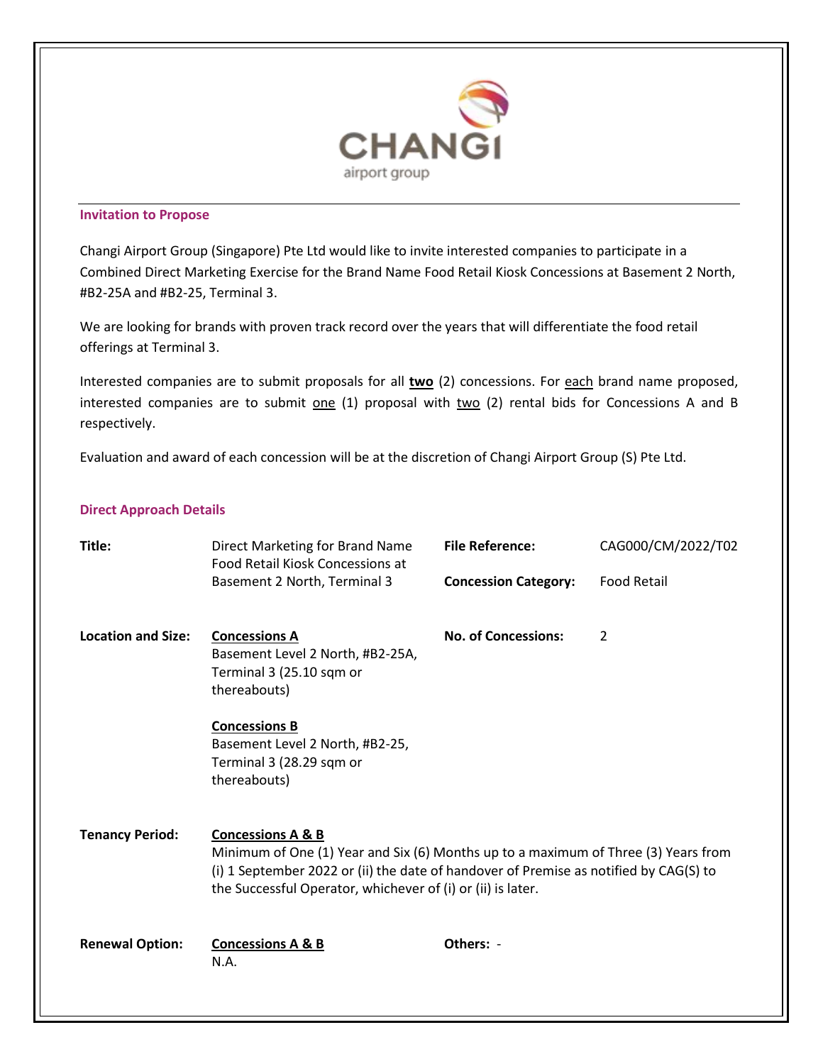CHANGI

airport group

## Invitation to Propose

Changi Airport Group (Singapore) Pte Ltd would like to invite interested companies to participate in a Combined Direct Marketing Exercise for the Brand Name Food Retail Kiosk Concessions at Basement 2 North, #B2-25A and #B2-25, Terminal 3.

We are looking for brands with proven track record over the years that will differentiate the food retail offerings at Terminal 3.

Interested companies are to submit proposals for all **two** (2) concessions. For each brand name proposed, interested companies are to submit one (1) proposal with two (2) rental bids for Concessions A and B respectively.

Evaluation and award of each concession will be at the discretion of Changi Airport Group (S) Pte Ltd.

## Direct Approach Details

| | | | |
|---|---|---|---|
| **Title:** | Direct Marketing for Brand Name Food Retail Kiosk Concessions at Basement 2 North, Terminal 3 | **File Reference:** | CAG000/CM/2022/T02 |
| | | **Concession Category:** | Food Retail |
| **Location and Size:** | **Concessions A**<br>Basement Level 2 North, #B2-25A, Terminal 3 (25.10 sqm or thereabouts)<br><br>**Concessions B**<br>Basement Level 2 North, #B2-25, Terminal 3 (28.29 sqm or thereabouts) | **No. of Concessions:** | 2 |
| **Tenancy Period:** | **Concessions A & B**<br>Minimum of One (1) Year and Six (6) Months up to a maximum of Three (3) Years from (i) 1 September 2022 or (ii) the date of handover of Premise as notified by CAG(S) to the Successful Operator, whichever of (i) or (ii) is later. | | |
| **Renewal Option:** | **Concessions A & B**<br>N.A. | **Others:** | - |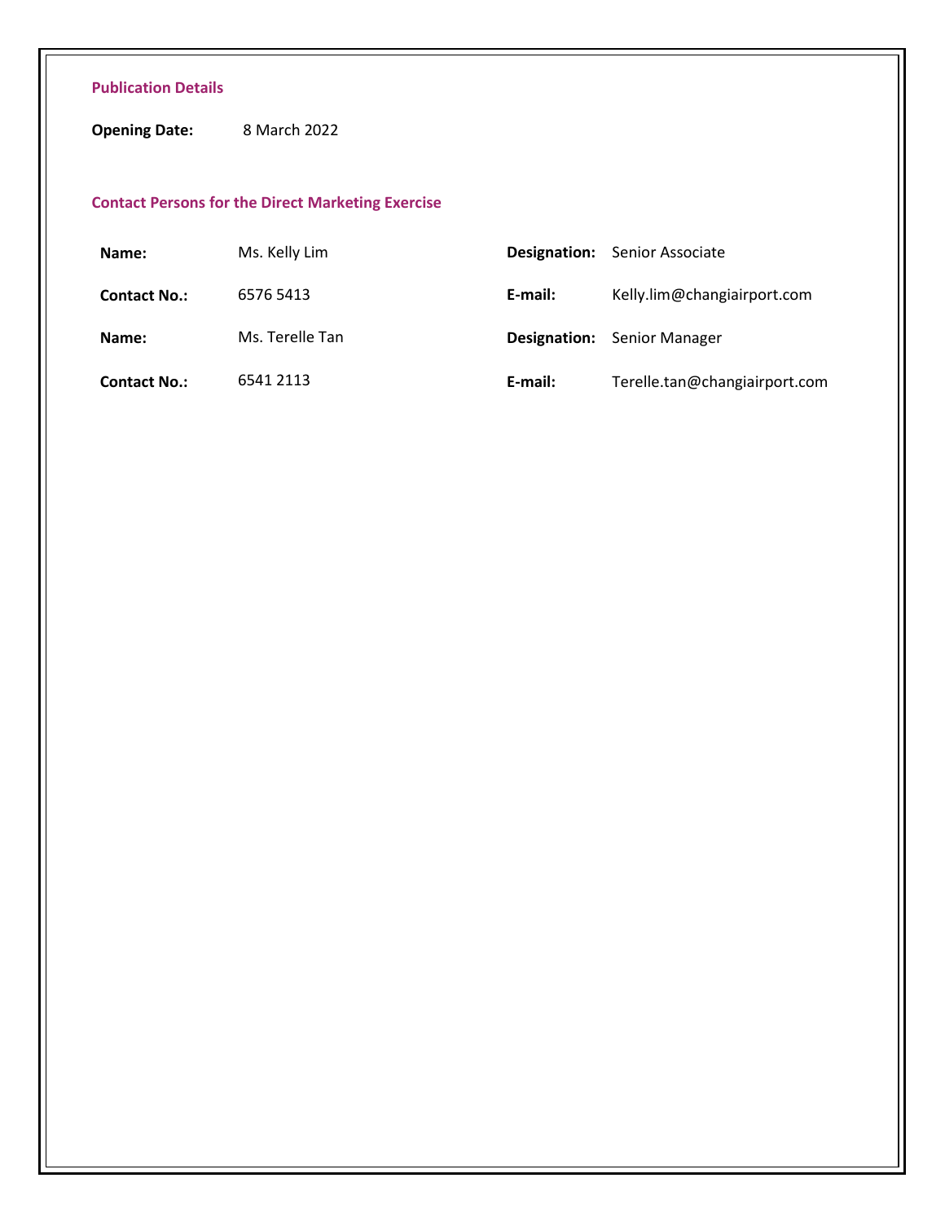**Publication Details**

**Opening Date:** 8 March 2022

**Contact Persons for the Direct Marketing Exercise**

| | | | |
|---|---|---|---|
| **Name:** | Ms. Kelly Lim | **Designation:** | Senior Associate |
| **Contact No.:** | 6576 5413 | **E-mail:** | Kelly.lim@changiairport.com |
| **Name:** | Ms. Terelle Tan | **Designation:** | Senior Manager |
| **Contact No.:** | 6541 2113 | **E-mail:** | Terelle.tan@changiairport.com |